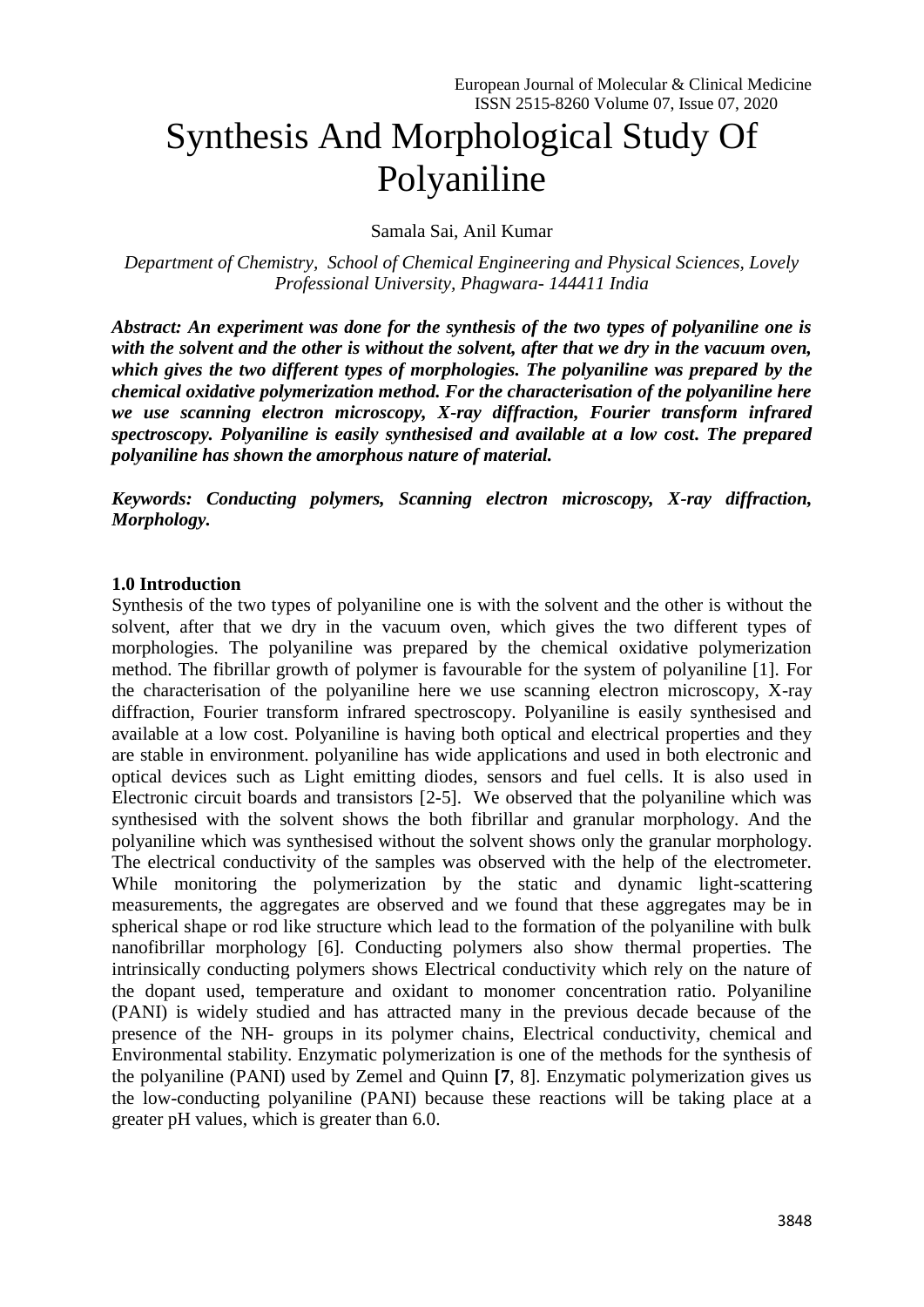# Synthesis And Morphological Study Of Polyaniline

Samala Sai, Anil Kumar

*Department of Chemistry, School of Chemical Engineering and Physical Sciences, Lovely Professional University, Phagwara- 144411 India*

***Abstract: An experiment was done for the synthesis of the two types of polyaniline one is with the solvent and the other is without the solvent, after that we dry in the vacuum oven, which gives the two different types of morphologies. The polyaniline was prepared by the chemical oxidative polymerization method. For the characterisation of the polyaniline here we use scanning electron microscopy, X-ray diffraction, Fourier transform infrared spectroscopy. Polyaniline is easily synthesised and available at a low cost. The prepared polyaniline has shown the amorphous nature of material.***

***Keywords: Conducting polymers, Scanning electron microscopy, X-ray diffraction, Morphology.***

## 1.0 Introduction

Synthesis of the two types of polyaniline one is with the solvent and the other is without the solvent, after that we dry in the vacuum oven, which gives the two different types of morphologies. The polyaniline was prepared by the chemical oxidative polymerization method. The fibrillar growth of polymer is favourable for the system of polyaniline [1]. For the characterisation of the polyaniline here we use scanning electron microscopy, X-ray diffraction, Fourier transform infrared spectroscopy. Polyaniline is easily synthesised and available at a low cost. Polyaniline is having both optical and electrical properties and they are stable in environment. polyaniline has wide applications and used in both electronic and optical devices such as Light emitting diodes, sensors and fuel cells. It is also used in Electronic circuit boards and transistors [2-5]. We observed that the polyaniline which was synthesised with the solvent shows the both fibrillar and granular morphology. And the polyaniline which was synthesised without the solvent shows only the granular morphology. The electrical conductivity of the samples was observed with the help of the electrometer. While monitoring the polymerization by the static and dynamic light-scattering measurements, the aggregates are observed and we found that these aggregates may be in spherical shape or rod like structure which lead to the formation of the polyaniline with bulk nanofibrillar morphology [6]. Conducting polymers also show thermal properties. The intrinsically conducting polymers shows Electrical conductivity which rely on the nature of the dopant used, temperature and oxidant to monomer concentration ratio. Polyaniline (PANI) is widely studied and has attracted many in the previous decade because of the presence of the NH- groups in its polymer chains, Electrical conductivity, chemical and Environmental stability. Enzymatic polymerization is one of the methods for the synthesis of the polyaniline (PANI) used by Zemel and Quinn [**7**, 8]. Enzymatic polymerization gives us the low-conducting polyaniline (PANI) because these reactions will be taking place at a greater pH values, which is greater than 6.0.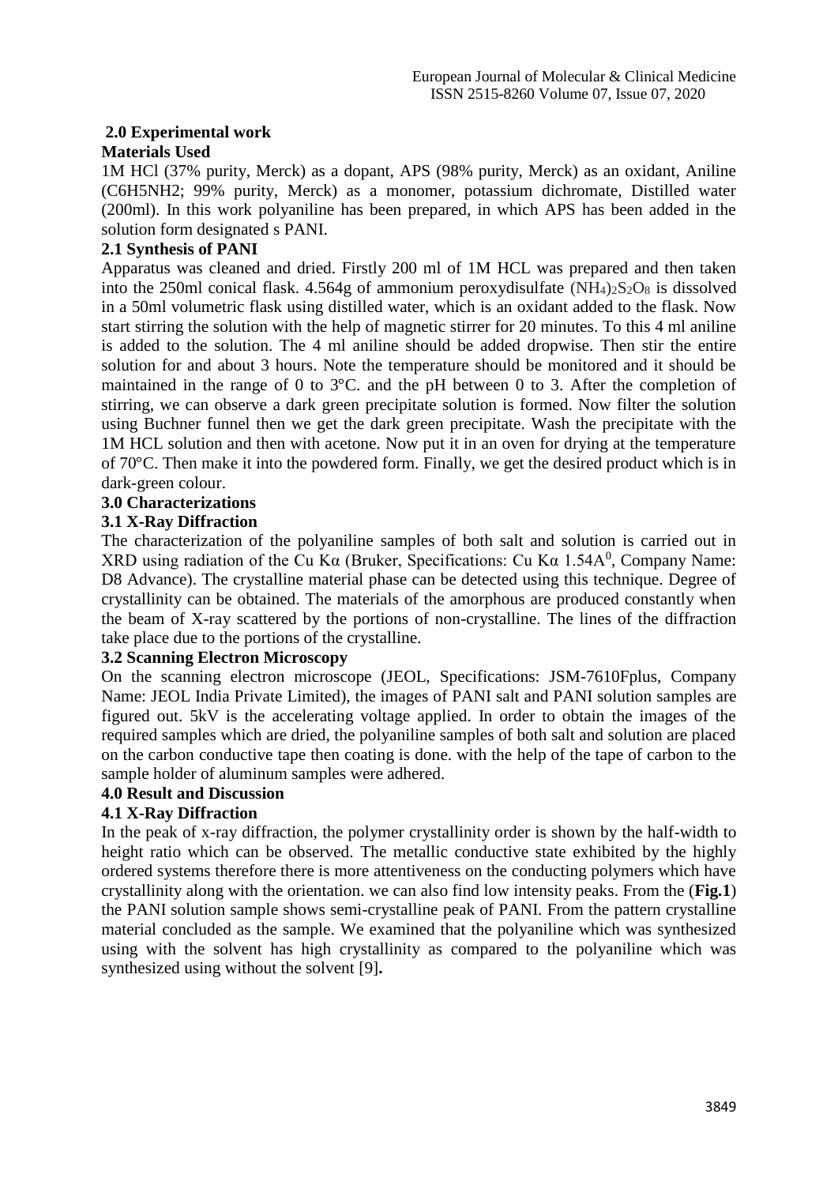## 2.0 Experimental work

### Materials Used

1M HCl (37% purity, Merck) as a dopant, APS (98% purity, Merck) as an oxidant, Aniline ($C6H5NH2$; 99% purity, Merck) as a monomer, potassium dichromate, Distilled water (200ml). In this work polyaniline has been prepared, in which APS has been added in the solution form designated s PANI.

### 2.1 Synthesis of PANI

Apparatus was cleaned and dried. Firstly 200 ml of 1M HCL was prepared and then taken into the 250ml conical flask. 4.564g of ammonium peroxydisulfate $(NH_4)_2S_2O_8$ is dissolved in a 50ml volumetric flask using distilled water, which is an oxidant added to the flask. Now start stirring the solution with the help of magnetic stirrer for 20 minutes. To this 4 ml aniline is added to the solution. The 4 ml aniline should be added dropwise. Then stir the entire solution for and about 3 hours. Note the temperature should be monitored and it should be maintained in the range of 0 to 3°C. and the pH between 0 to 3. After the completion of stirring, we can observe a dark green precipitate solution is formed. Now filter the solution using Buchner funnel then we get the dark green precipitate. Wash the precipitate with the 1M HCL solution and then with acetone. Now put it in an oven for drying at the temperature of 70°C. Then make it into the powdered form. Finally, we get the desired product which is in dark-green colour.

## 3.0 Characterizations

### 3.1 X-Ray Diffraction

The characterization of the polyaniline samples of both salt and solution is carried out in XRD using radiation of the Cu Kα (Bruker, Specifications: Cu Kα $1.54A^0$, Company Name: D8 Advance). The crystalline material phase can be detected using this technique. Degree of crystallinity can be obtained. The materials of the amorphous are produced constantly when the beam of X-ray scattered by the portions of non-crystalline. The lines of the diffraction take place due to the portions of the crystalline.

### 3.2 Scanning Electron Microscopy

On the scanning electron microscope (JEOL, Specifications: JSM-7610Fplus, Company Name: JEOL India Private Limited), the images of PANI salt and PANI solution samples are figured out. 5kV is the accelerating voltage applied. In order to obtain the images of the required samples which are dried, the polyaniline samples of both salt and solution are placed on the carbon conductive tape then coating is done. with the help of the tape of carbon to the sample holder of aluminum samples were adhered.

## 4.0 Result and Discussion

### 4.1 X-Ray Diffraction

In the peak of x-ray diffraction, the polymer crystallinity order is shown by the half-width to height ratio which can be observed. The metallic conductive state exhibited by the highly ordered systems therefore there is more attentiveness on the conducting polymers which have crystallinity along with the orientation. we can also find low intensity peaks. From the (**Fig.1**) the PANI solution sample shows semi-crystalline peak of PANI. From the pattern crystalline material concluded as the sample. We examined that the polyaniline which was synthesized using with the solvent has high crystallinity as compared to the polyaniline which was synthesized using without the solvent [9]**.**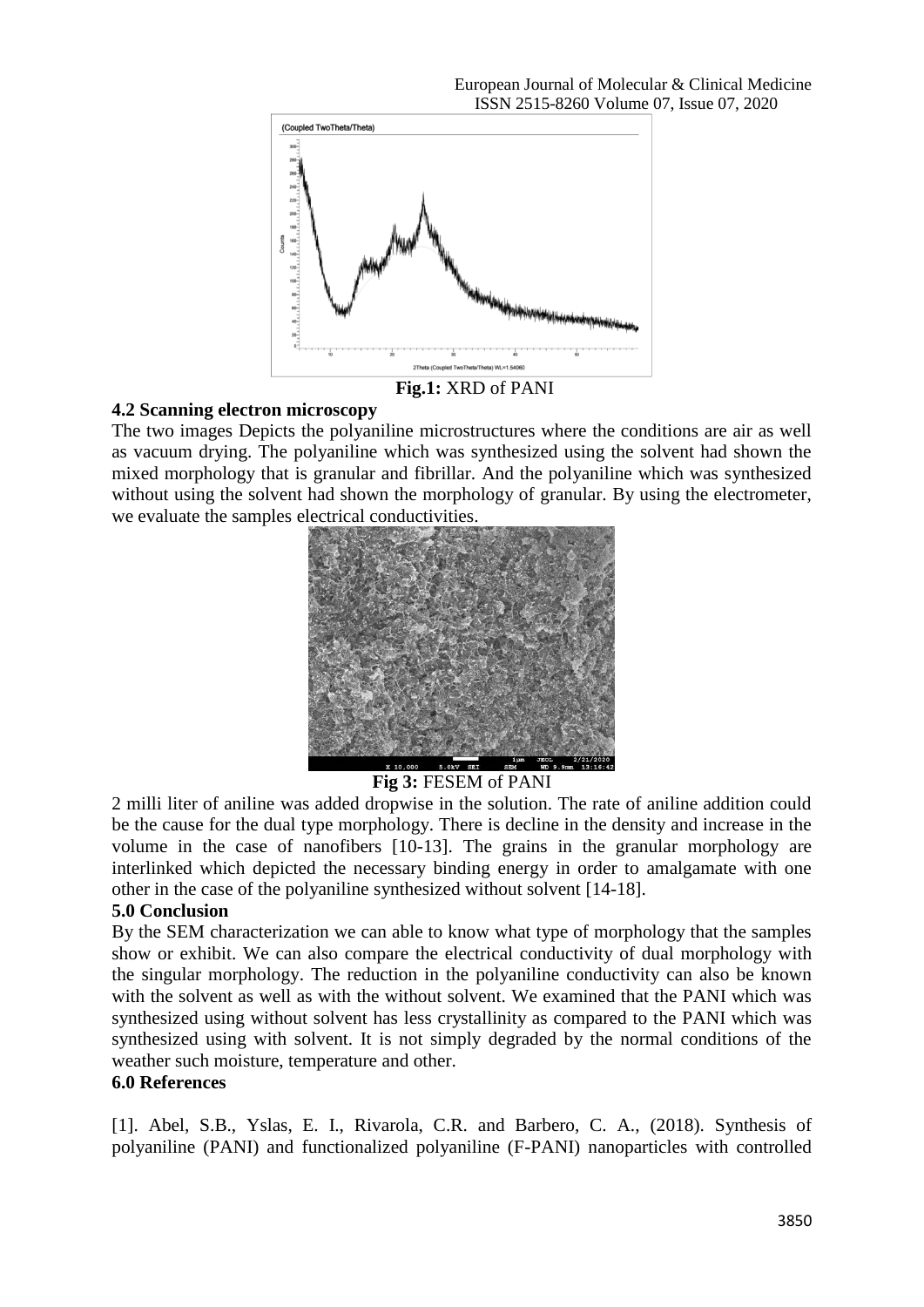Fig.1: XRD of PANI

### 4.2 Scanning electron microscopy

The two images Depicts the polyaniline microstructures where the conditions are air as well as vacuum drying. The polyaniline which was synthesized using the solvent had shown the mixed morphology that is granular and fibrillar. And the polyaniline which was synthesized without using the solvent had shown the morphology of granular. By using the electrometer, we evaluate the samples electrical conductivities.

Fig 3: FESEM of PANI

2 milli liter of aniline was added dropwise in the solution. The rate of aniline addition could be the cause for the dual type morphology. There is decline in the density and increase in the volume in the case of nanofibers [10-13]. The grains in the granular morphology are interlinked which depicted the necessary binding energy in order to amalgamate with one other in the case of the polyaniline synthesized without solvent [14-18].

## 5.0 Conclusion

By the SEM characterization we can able to know what type of morphology that the samples show or exhibit. We can also compare the electrical conductivity of dual morphology with the singular morphology. The reduction in the polyaniline conductivity can also be known with the solvent as well as with the without solvent. We examined that the PANI which was synthesized using without solvent has less crystallinity as compared to the PANI which was synthesized using with solvent. It is not simply degraded by the normal conditions of the weather such moisture, temperature and other.

## 6.0 References

[1]. Abel, S.B., Yslas, E. I., Rivarola, C.R. and Barbero, C. A., (2018). Synthesis of polyaniline (PANI) and functionalized polyaniline (F-PANI) nanoparticles with controlled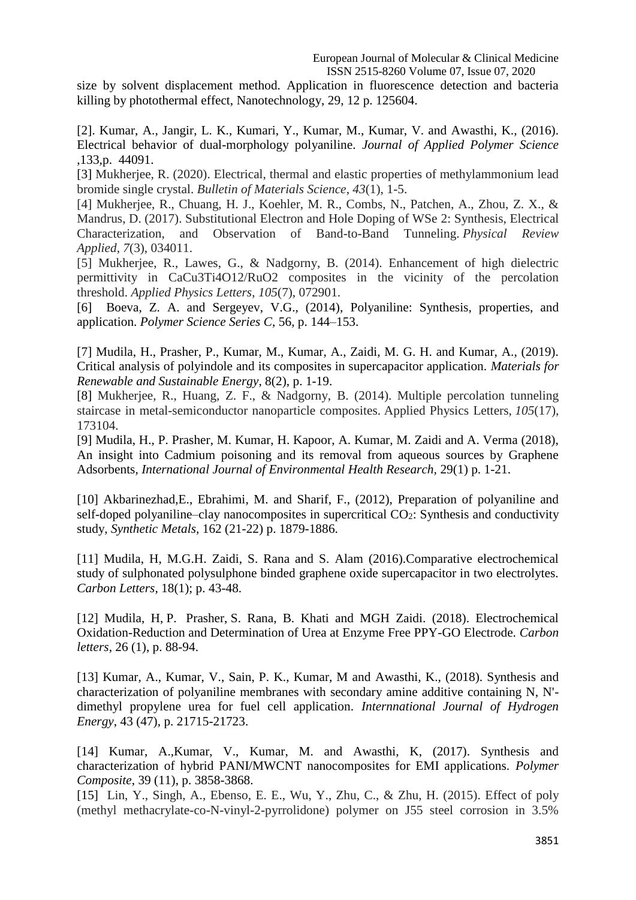size by solvent displacement method. Application in fluorescence detection and bacteria killing by photothermal effect, Nanotechnology, 29, 12 p. 125604.

[2]. Kumar, A., Jangir, L. K., Kumari, Y., Kumar, M., Kumar, V. and Awasthi, K., (2016). Electrical behavior of dual-morphology polyaniline. *Journal of Applied Polymer Science* ,133,p. 44091.

[3] Mukherjee, R. (2020). Electrical, thermal and elastic properties of methylammonium lead bromide single crystal. *Bulletin of Materials Science*, *43*(1), 1-5.

[4] Mukherjee, R., Chuang, H. J., Koehler, M. R., Combs, N., Patchen, A., Zhou, Z. X., & Mandrus, D. (2017). Substitutional Electron and Hole Doping of WSe 2: Synthesis, Electrical Characterization, and Observation of Band-to-Band Tunneling. *Physical Review Applied*, *7*(3), 034011.

[5] Mukherjee, R., Lawes, G., & Nadgorny, B. (2014). Enhancement of high dielectric permittivity in CaCu3Ti4O12/RuO2 composites in the vicinity of the percolation threshold. *Applied Physics Letters*, *105*(7), 072901.

[6] Boeva, Z. A. and Sergeyev, V.G., (2014), Polyaniline: Synthesis, properties, and application. *Polymer Science Series C*, 56, p. 144–153.

[7] Mudila, H., Prasher, P., Kumar, M., Kumar, A., Zaidi, M. G. H. and Kumar, A., (2019). Critical analysis of polyindole and its composites in supercapacitor application. *Materials for Renewable and Sustainable Energy*, 8(2), p. 1-19.

[8] Mukherjee, R., Huang, Z. F., & Nadgorny, B. (2014). Multiple percolation tunneling staircase in metal-semiconductor nanoparticle composites. Applied Physics Letters, *105*(17), 173104.

[9] Mudila, H., P. Prasher, M. Kumar, H. Kapoor, A. Kumar, M. Zaidi and A. Verma (2018), An insight into Cadmium poisoning and its removal from aqueous sources by Graphene Adsorbents, *International Journal of Environmental Health Research,* 29(1) p. 1-21.

[10] Akbarinezhad,E., Ebrahimi, M. and Sharif, F., (2012), Preparation of polyaniline and self-doped polyaniline–clay nanocomposites in supercritical $CO_2$: Synthesis and conductivity study, *Synthetic Metals*, 162 (21-22) p. 1879-1886.

[11] Mudila, H, M.G.H. Zaidi, S. Rana and S. Alam (2016).Comparative electrochemical study of sulphonated polysulphone binded graphene oxide supercapacitor in two electrolytes. *Carbon Letters*, 18(1); p. 43-48.

[12] Mudila, H, P. Prasher, S. Rana, B. Khati and MGH Zaidi. (2018). Electrochemical Oxidation-Reduction and Determination of Urea at Enzyme Free PPY-GO Electrode. *Carbon letters*, 26 (1), p. 88-94.

[13] Kumar, A., Kumar, V., Sain, P. K., Kumar, M and Awasthi, K., (2018). Synthesis and characterization of polyaniline membranes with secondary amine additive containing N, N'-dimethyl propylene urea for fuel cell application. *Internnational Journal of Hydrogen Energy*, 43 (47), p. 21715-21723.

[14] Kumar, A.,Kumar, V., Kumar, M. and Awasthi, K, (2017). Synthesis and characterization of hybrid PANI/MWCNT nanocomposites for EMI applications. *Polymer Composite*, 39 (11), p. 3858-3868.

[15] Lin, Y., Singh, A., Ebenso, E. E., Wu, Y., Zhu, C., & Zhu, H. (2015). Effect of poly (methyl methacrylate-co-N-vinyl-2-pyrrolidone) polymer on J55 steel corrosion in 3.5%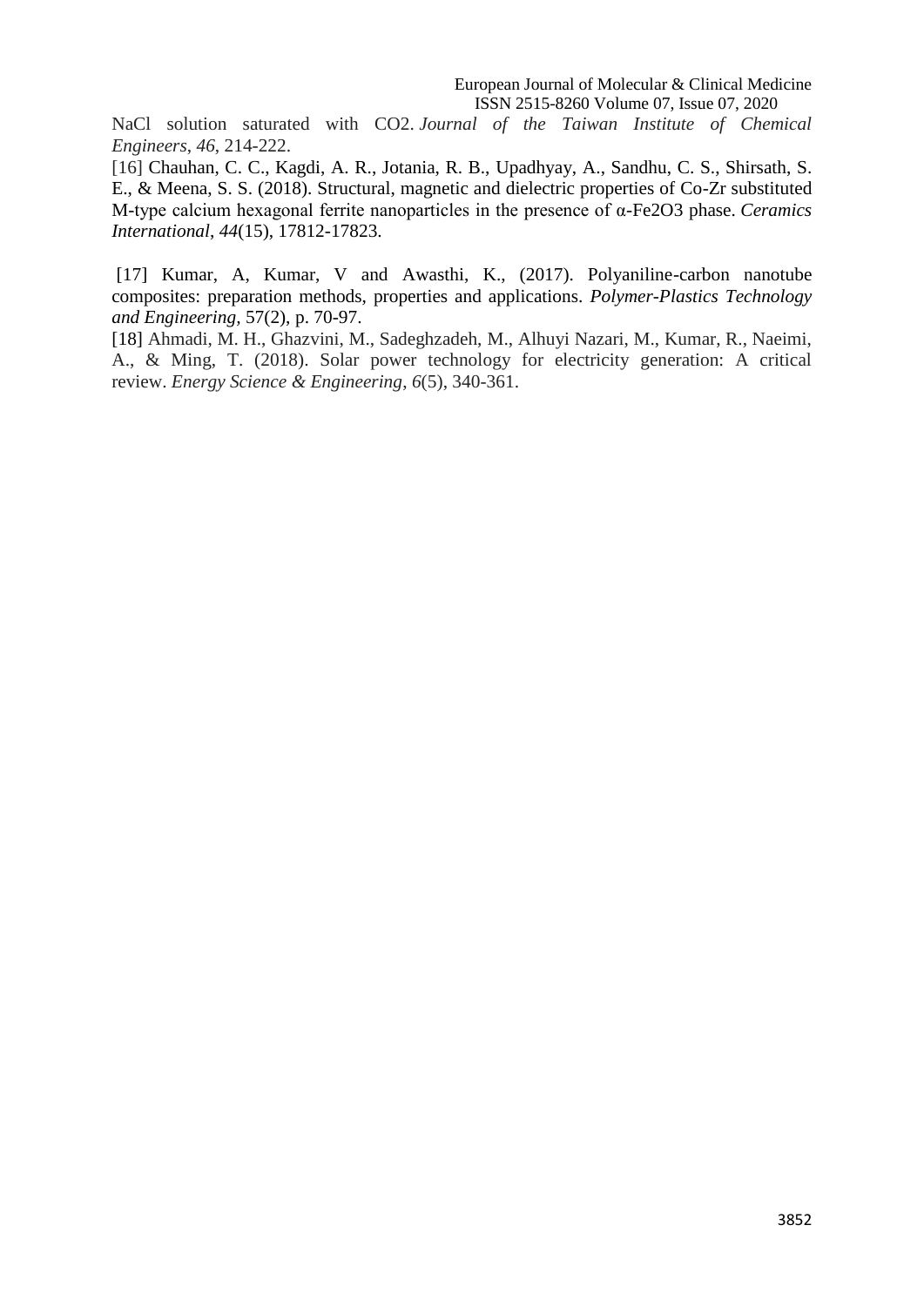NaCl solution saturated with $CO_2$. *Journal of the Taiwan Institute of Chemical Engineers*, *46*, 214-222.

[16] Chauhan, C. C., Kagdi, A. R., Jotania, R. B., Upadhyay, A., Sandhu, C. S., Shirsath, S. E., & Meena, S. S. (2018). Structural, magnetic and dielectric properties of Co-Zr substituted M-type calcium hexagonal ferrite nanoparticles in the presence of α-$Fe_2O_3$ phase. *Ceramics International*, *44*(15), 17812-17823.

[17] Kumar, A, Kumar, V and Awasthi, K., (2017). Polyaniline-carbon nanotube composites: preparation methods, properties and applications. *Polymer-Plastics Technology and Engineering*, 57(2), p. 70-97.

[18] Ahmadi, M. H., Ghazvini, M., Sadeghzadeh, M., Alhuyi Nazari, M., Kumar, R., Naeimi, A., & Ming, T. (2018). Solar power technology for electricity generation: A critical review. *Energy Science & Engineering*, *6*(5), 340-361.